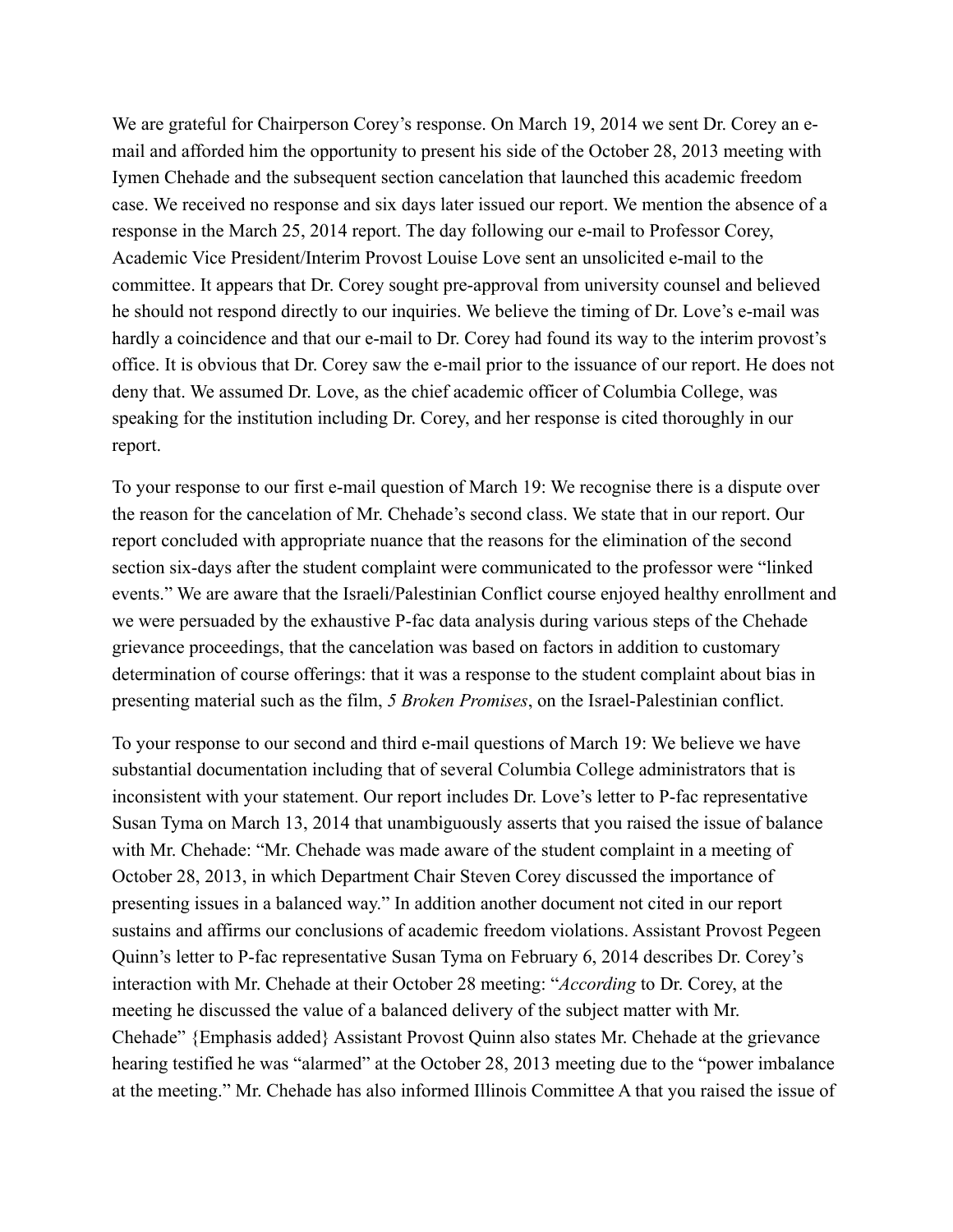We are grateful for Chairperson Corey's response. On March 19, 2014 we sent Dr. Corey an e-mail and afforded him the opportunity to present his side of the October 28, 2013 meeting with Iymen Chehade and the subsequent section cancelation that launched this academic freedom case. We received no response and six days later issued our report. We mention the absence of a response in the March 25, 2014 report. The day following our e-mail to Professor Corey, Academic Vice President/Interim Provost Louise Love sent an unsolicited e-mail to the committee. It appears that Dr. Corey sought pre-approval from university counsel and believed he should not respond directly to our inquiries. We believe the timing of Dr. Love's e-mail was hardly a coincidence and that our e-mail to Dr. Corey had found its way to the interim provost's office. It is obvious that Dr. Corey saw the e-mail prior to the issuance of our report. He does not deny that. We assumed Dr. Love, as the chief academic officer of Columbia College, was speaking for the institution including Dr. Corey, and her response is cited thoroughly in our report.

To your response to our first e-mail question of March 19: We recognise there is a dispute over the reason for the cancelation of Mr. Chehade's second class. We state that in our report. Our report concluded with appropriate nuance that the reasons for the elimination of the second section six-days after the student complaint were communicated to the professor were "linked events." We are aware that the Israeli/Palestinian Conflict course enjoyed healthy enrollment and we were persuaded by the exhaustive P-fac data analysis during various steps of the Chehade grievance proceedings, that the cancelation was based on factors in addition to customary determination of course offerings: that it was a response to the student complaint about bias in presenting material such as the film, *5 Broken Promises*, on the Israel-Palestinian conflict.

To your response to our second and third e-mail questions of March 19: We believe we have substantial documentation including that of several Columbia College administrators that is inconsistent with your statement. Our report includes Dr. Love's letter to P-fac representative Susan Tyma on March 13, 2014 that unambiguously asserts that you raised the issue of balance with Mr. Chehade: "Mr. Chehade was made aware of the student complaint in a meeting of October 28, 2013, in which Department Chair Steven Corey discussed the importance of presenting issues in a balanced way." In addition another document not cited in our report sustains and affirms our conclusions of academic freedom violations. Assistant Provost Pegeen Quinn's letter to P-fac representative Susan Tyma on February 6, 2014 describes Dr. Corey's interaction with Mr. Chehade at their October 28 meeting: "*According* to Dr. Corey, at the meeting he discussed the value of a balanced delivery of the subject matter with Mr. Chehade" {Emphasis added} Assistant Provost Quinn also states Mr. Chehade at the grievance hearing testified he was "alarmed" at the October 28, 2013 meeting due to the "power imbalance at the meeting." Mr. Chehade has also informed Illinois Committee A that you raised the issue of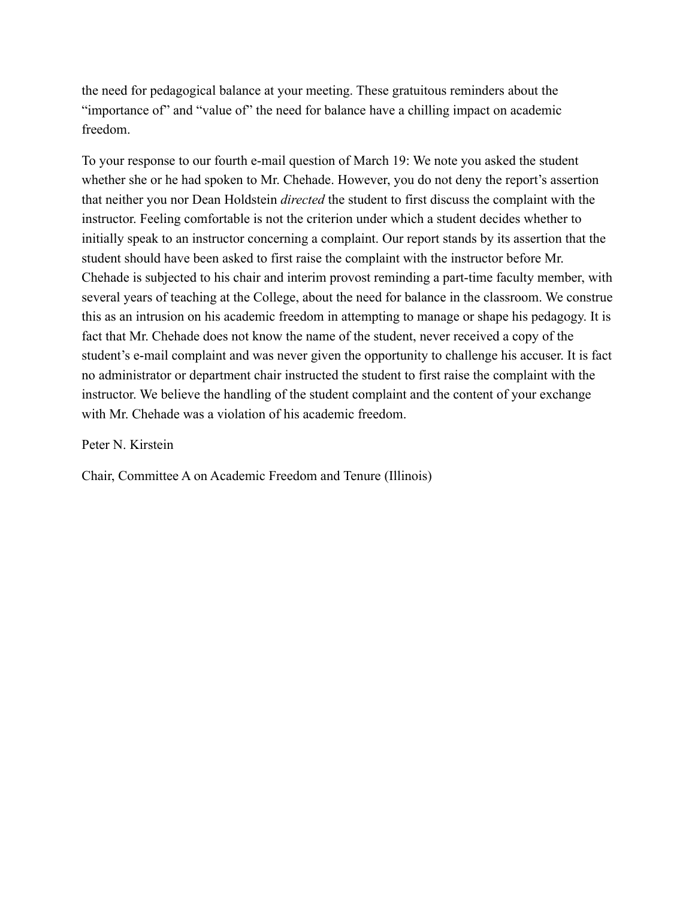the need for pedagogical balance at your meeting. These gratuitous reminders about the "importance of" and "value of" the need for balance have a chilling impact on academic freedom.

To your response to our fourth e-mail question of March 19: We note you asked the student whether she or he had spoken to Mr. Chehade. However, you do not deny the report's assertion that neither you nor Dean Holdstein *directed* the student to first discuss the complaint with the instructor. Feeling comfortable is not the criterion under which a student decides whether to initially speak to an instructor concerning a complaint. Our report stands by its assertion that the student should have been asked to first raise the complaint with the instructor before Mr. Chehade is subjected to his chair and interim provost reminding a part-time faculty member, with several years of teaching at the College, about the need for balance in the classroom. We construe this as an intrusion on his academic freedom in attempting to manage or shape his pedagogy. It is fact that Mr. Chehade does not know the name of the student, never received a copy of the student's e-mail complaint and was never given the opportunity to challenge his accuser. It is fact no administrator or department chair instructed the student to first raise the complaint with the instructor. We believe the handling of the student complaint and the content of your exchange with Mr. Chehade was a violation of his academic freedom.

Peter N. Kirstein

Chair, Committee A on Academic Freedom and Tenure (Illinois)